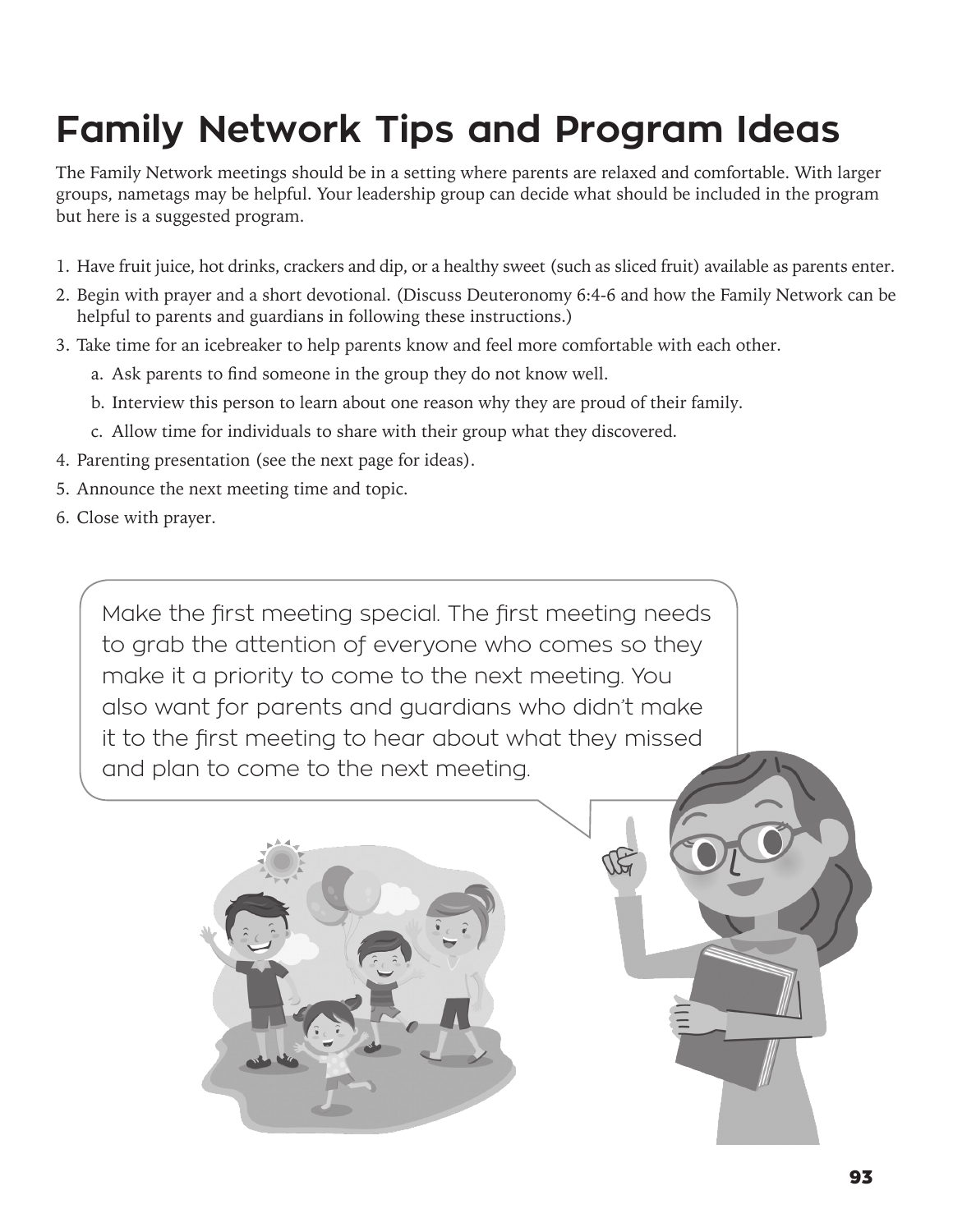# Family Network Tips and Program Ideas

The Family Network meetings should be in a setting where parents are relaxed and comfortable. With larger groups, nametags may be helpful. Your leadership group can decide what should be included in the program but here is a suggested program.

1. Have fruit juice, hot drinks, crackers and dip, or a healthy sweet (such as sliced fruit) available as parents enter.
2. Begin with prayer and a short devotional. (Discuss Deuteronomy 6:4-6 and how the Family Network can be helpful to parents and guardians in following these instructions.)
3. Take time for an icebreaker to help parents know and feel more comfortable with each other.
   a. Ask parents to find someone in the group they do not know well.
   b. Interview this person to learn about one reason why they are proud of their family.
   c. Allow time for individuals to share with their group what they discovered.
4. Parenting presentation (see the next page for ideas).
5. Announce the next meeting time and topic.
6. Close with prayer.

Make the first meeting special. The first meeting needs to grab the attention of everyone who comes so they make it a priority to come to the next meeting. You also want for parents and guardians who didn't make it to the first meeting to hear about what they missed and plan to come to the next meeting.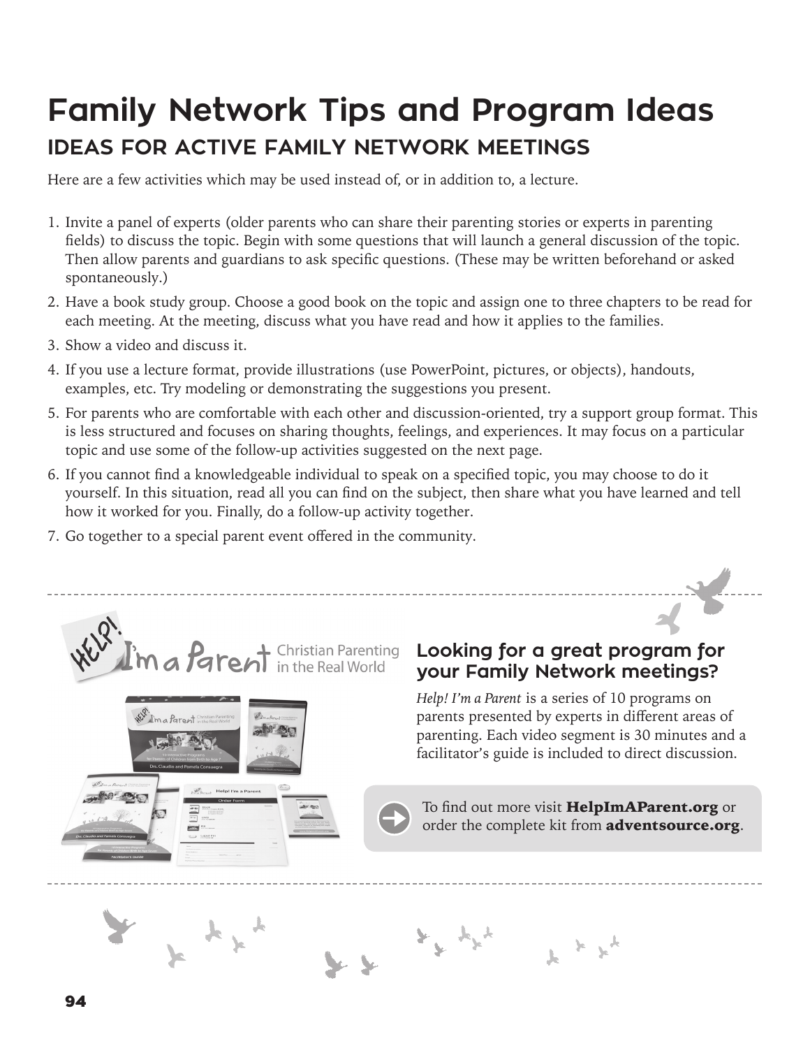# Family Network Tips and Program Ideas

## IDEAS FOR ACTIVE FAMILY NETWORK MEETINGS

Here are a few activities which may be used instead of, or in addition to, a lecture.

1. Invite a panel of experts (older parents who can share their parenting stories or experts in parenting fields) to discuss the topic. Begin with some questions that will launch a general discussion of the topic. Then allow parents and guardians to ask specific questions. (These may be written beforehand or asked spontaneously.)
2. Have a book study group. Choose a good book on the topic and assign one to three chapters to be read for each meeting. At the meeting, discuss what you have read and how it applies to the families.
3. Show a video and discuss it.
4. If you use a lecture format, provide illustrations (use PowerPoint, pictures, or objects), handouts, examples, etc. Try modeling or demonstrating the suggestions you present.
5. For parents who are comfortable with each other and discussion-oriented, try a support group format. This is less structured and focuses on sharing thoughts, feelings, and experiences. It may focus on a particular topic and use some of the follow-up activities suggested on the next page.
6. If you cannot find a knowledgeable individual to speak on a specified topic, you may choose to do it yourself. In this situation, read all you can find on the subject, then share what you have learned and tell how it worked for you. Finally, do a follow-up activity together.
7. Go together to a special parent event offered in the community.

---

HELP! I'm a Parent — Christian Parenting in the Real World

### Looking for a great program for your Family Network meetings?

*Help! I'm a Parent* is a series of 10 programs on parents presented by experts in different areas of parenting. Each video segment is 30 minutes and a facilitator's guide is included to direct discussion.

To find out more visit **HelpImAParent.org** or order the complete kit from **adventsource.org**.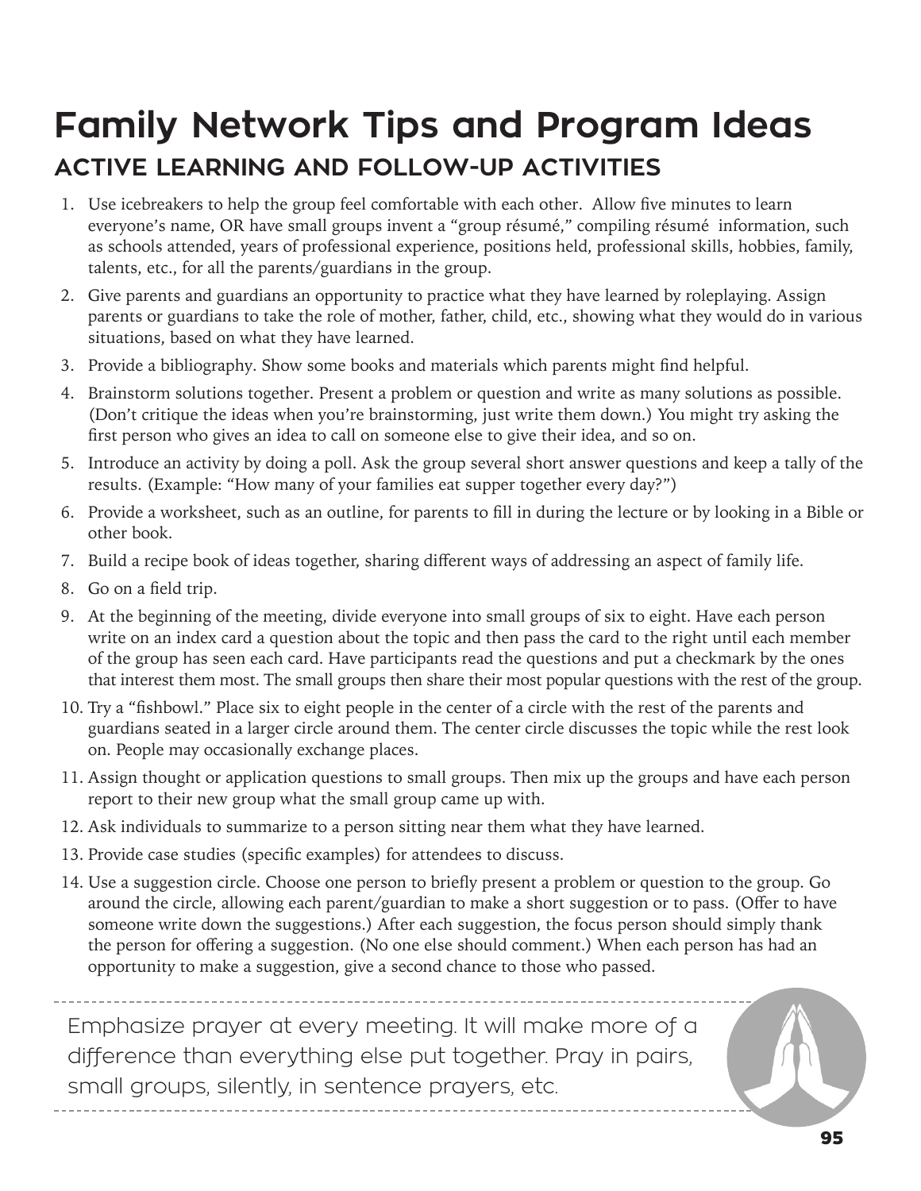# Family Network Tips and Program Ideas

## ACTIVE LEARNING AND FOLLOW-UP ACTIVITIES

1. Use icebreakers to help the group feel comfortable with each other. Allow five minutes to learn everyone's name, OR have small groups invent a "group résumé," compiling résumé information, such as schools attended, years of professional experience, positions held, professional skills, hobbies, family, talents, etc., for all the parents/guardians in the group.
2. Give parents and guardians an opportunity to practice what they have learned by roleplaying. Assign parents or guardians to take the role of mother, father, child, etc., showing what they would do in various situations, based on what they have learned.
3. Provide a bibliography. Show some books and materials which parents might find helpful.
4. Brainstorm solutions together. Present a problem or question and write as many solutions as possible. (Don't critique the ideas when you're brainstorming, just write them down.) You might try asking the first person who gives an idea to call on someone else to give their idea, and so on.
5. Introduce an activity by doing a poll. Ask the group several short answer questions and keep a tally of the results. (Example: "How many of your families eat supper together every day?")
6. Provide a worksheet, such as an outline, for parents to fill in during the lecture or by looking in a Bible or other book.
7. Build a recipe book of ideas together, sharing different ways of addressing an aspect of family life.
8. Go on a field trip.
9. At the beginning of the meeting, divide everyone into small groups of six to eight. Have each person write on an index card a question about the topic and then pass the card to the right until each member of the group has seen each card. Have participants read the questions and put a checkmark by the ones that interest them most. The small groups then share their most popular questions with the rest of the group.
10. Try a "fishbowl." Place six to eight people in the center of a circle with the rest of the parents and guardians seated in a larger circle around them. The center circle discusses the topic while the rest look on. People may occasionally exchange places.
11. Assign thought or application questions to small groups. Then mix up the groups and have each person report to their new group what the small group came up with.
12. Ask individuals to summarize to a person sitting near them what they have learned.
13. Provide case studies (specific examples) for attendees to discuss.
14. Use a suggestion circle. Choose one person to briefly present a problem or question to the group. Go around the circle, allowing each parent/guardian to make a short suggestion or to pass. (Offer to have someone write down the suggestions.) After each suggestion, the focus person should simply thank the person for offering a suggestion. (No one else should comment.) When each person has had an opportunity to make a suggestion, give a second chance to those who passed.

---

Emphasize prayer at every meeting. It will make more of a difference than everything else put together. Pray in pairs, small groups, silently, in sentence prayers, etc.

---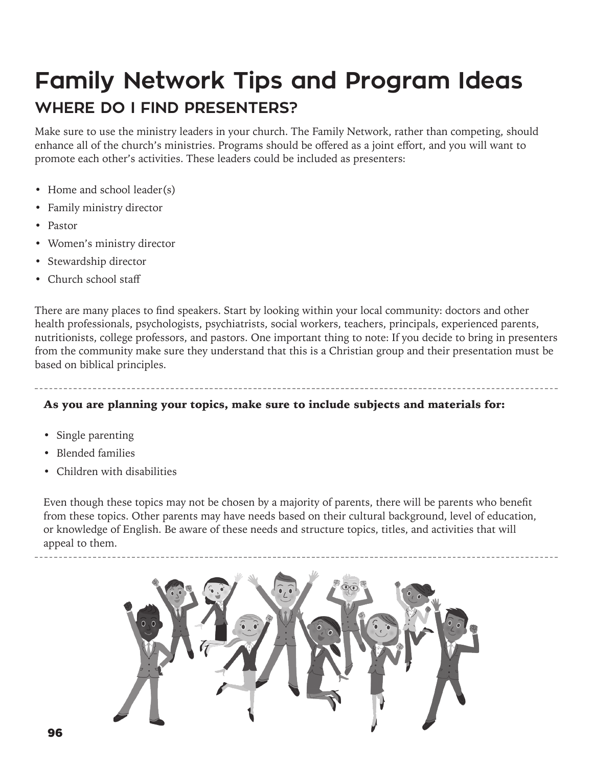# Family Network Tips and Program Ideas

## WHERE DO I FIND PRESENTERS?

Make sure to use the ministry leaders in your church. The Family Network, rather than competing, should enhance all of the church's ministries. Programs should be offered as a joint effort, and you will want to promote each other's activities. These leaders could be included as presenters:

- Home and school leader(s)
- Family ministry director
- Pastor
- Women's ministry director
- Stewardship director
- Church school staff

There are many places to find speakers. Start by looking within your local community: doctors and other health professionals, psychologists, psychiatrists, social workers, teachers, principals, experienced parents, nutritionists, college professors, and pastors. One important thing to note: If you decide to bring in presenters from the community make sure they understand that this is a Christian group and their presentation must be based on biblical principles.

---

**As you are planning your topics, make sure to include subjects and materials for:**

- Single parenting
- Blended families
- Children with disabilities

Even though these topics may not be chosen by a majority of parents, there will be parents who benefit from these topics. Other parents may have needs based on their cultural background, level of education, or knowledge of English. Be aware of these needs and structure topics, titles, and activities that will appeal to them.

---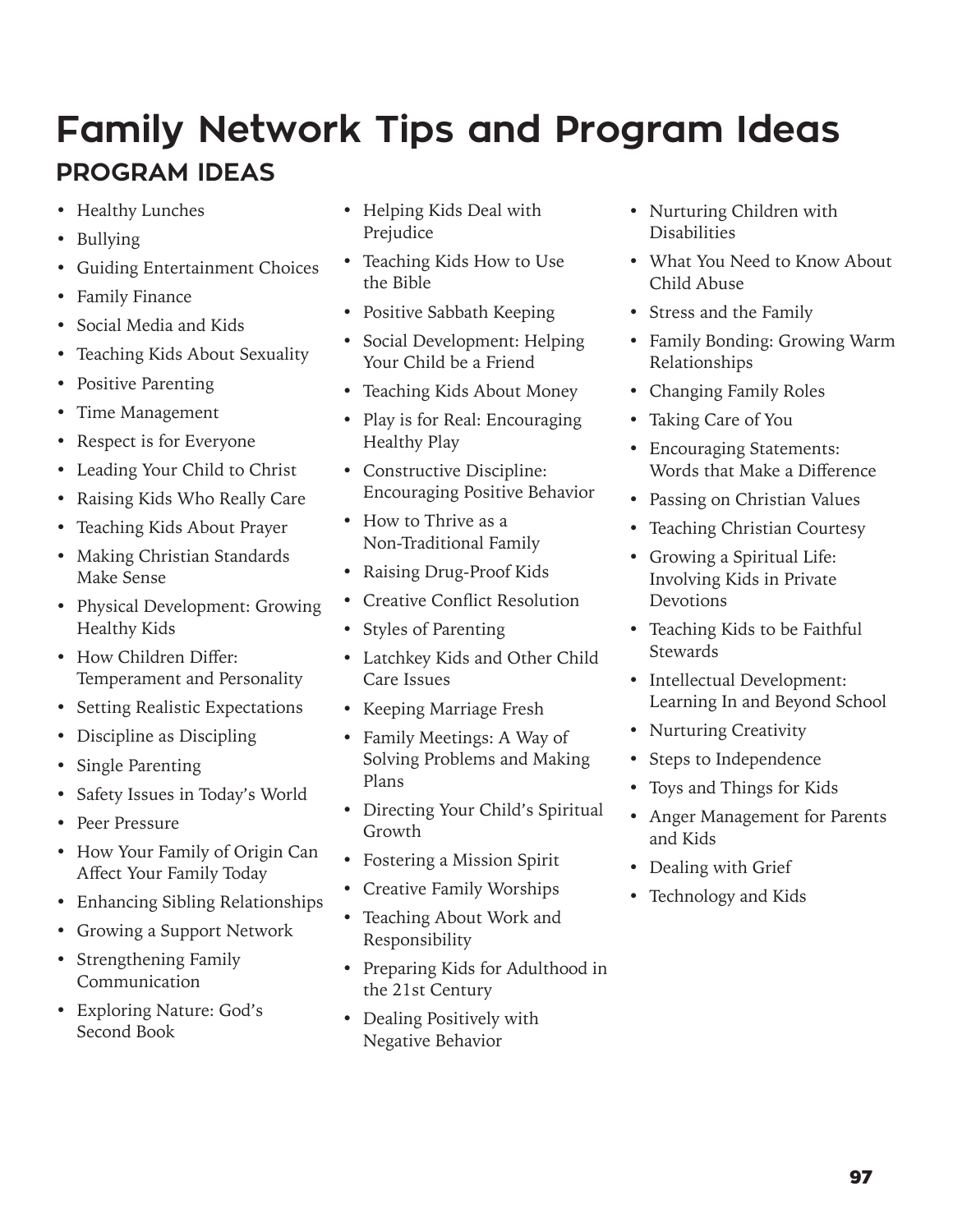# Family Network Tips and Program Ideas

## PROGRAM IDEAS

- Healthy Lunches
- Bullying
- Guiding Entertainment Choices
- Family Finance
- Social Media and Kids
- Teaching Kids About Sexuality
- Positive Parenting
- Time Management
- Respect is for Everyone
- Leading Your Child to Christ
- Raising Kids Who Really Care
- Teaching Kids About Prayer
- Making Christian Standards Make Sense
- Physical Development: Growing Healthy Kids
- How Children Differ: Temperament and Personality
- Setting Realistic Expectations
- Discipline as Discipling
- Single Parenting
- Safety Issues in Today's World
- Peer Pressure
- How Your Family of Origin Can Affect Your Family Today
- Enhancing Sibling Relationships
- Growing a Support Network
- Strengthening Family Communication
- Exploring Nature: God's Second Book
- Helping Kids Deal with Prejudice
- Teaching Kids How to Use the Bible
- Positive Sabbath Keeping
- Social Development: Helping Your Child be a Friend
- Teaching Kids About Money
- Play is for Real: Encouraging Healthy Play
- Constructive Discipline: Encouraging Positive Behavior
- How to Thrive as a Non-Traditional Family
- Raising Drug-Proof Kids
- Creative Conflict Resolution
- Styles of Parenting
- Latchkey Kids and Other Child Care Issues
- Keeping Marriage Fresh
- Family Meetings: A Way of Solving Problems and Making Plans
- Directing Your Child's Spiritual Growth
- Fostering a Mission Spirit
- Creative Family Worships
- Teaching About Work and Responsibility
- Preparing Kids for Adulthood in the 21st Century
- Dealing Positively with Negative Behavior
- Nurturing Children with Disabilities
- What You Need to Know About Child Abuse
- Stress and the Family
- Family Bonding: Growing Warm Relationships
- Changing Family Roles
- Taking Care of You
- Encouraging Statements: Words that Make a Difference
- Passing on Christian Values
- Teaching Christian Courtesy
- Growing a Spiritual Life: Involving Kids in Private Devotions
- Teaching Kids to be Faithful Stewards
- Intellectual Development: Learning In and Beyond School
- Nurturing Creativity
- Steps to Independence
- Toys and Things for Kids
- Anger Management for Parents and Kids
- Dealing with Grief
- Technology and Kids